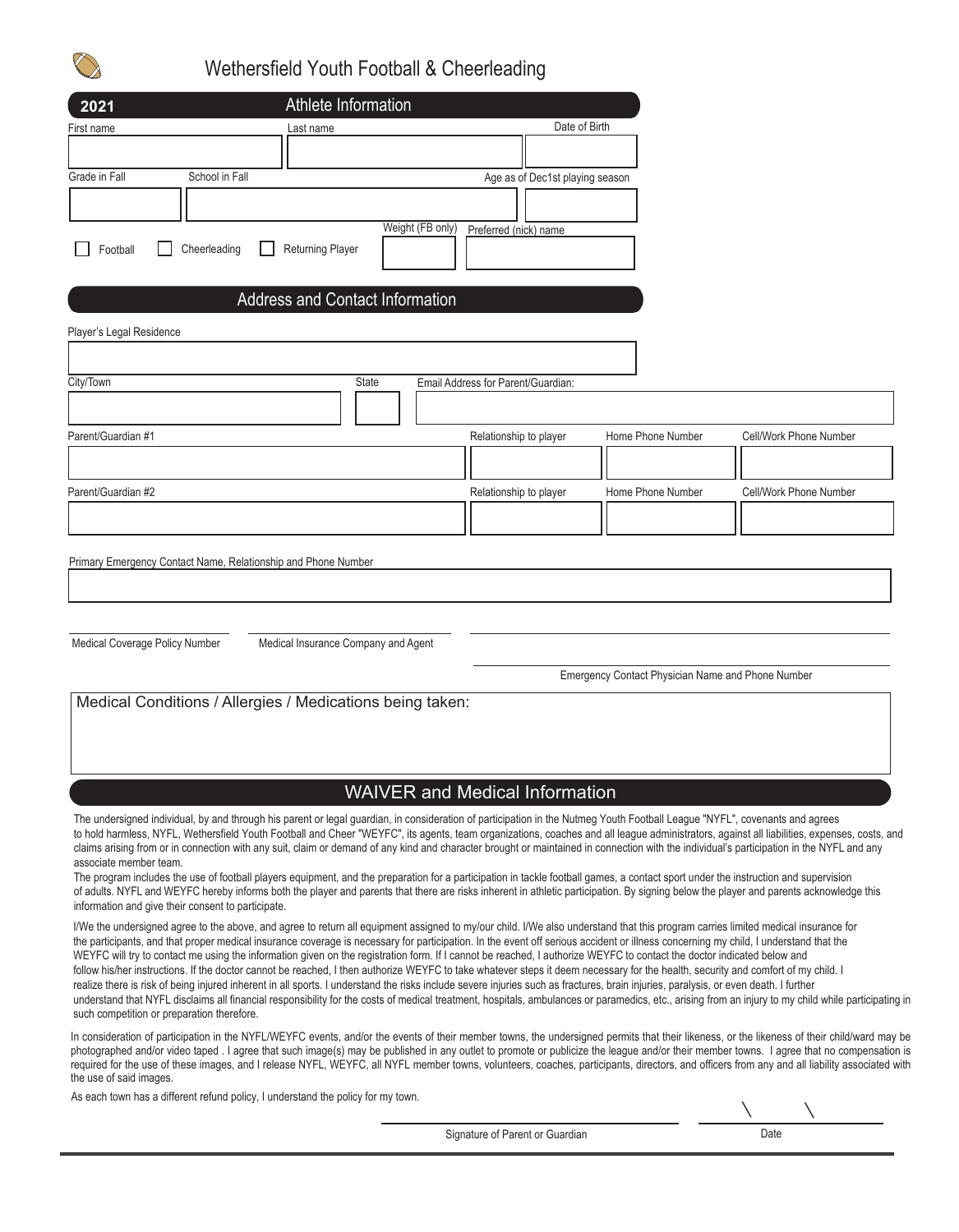# Wethersfield Youth Football & Cheerleading

## 2021 Athlete Information

| First name | Last name | Date of Birth |
|---|---|---|
| | | |

| Grade in Fall | School in Fall | Age as of Dec1st playing season |
|---|---|---|
| | | |

☐ Football ☐ Cheerleading ☐ Returning Player

| Weight (FB only) | Preferred (nick) name |
|---|---|
| | |

## Address and Contact Information

Player's Legal Residence

| City/Town | State | Email Address for Parent/Guardian: |
|---|---|---|
| | | |

| | Relationship to player | Home Phone Number | Cell/Work Phone Number |
|---|---|---|---|
| Parent/Guardian #1 | | | |
| Parent/Guardian #2 | | | |

Primary Emergency Contact Name, Relationship and Phone Number

Medical Coverage Policy Number

Medical Insurance Company and Agent

Emergency Contact Physician Name and Phone Number

Medical Conditions / Allergies / Medications being taken:

## WAIVER and Medical Information

The undersigned individual, by and through his parent or legal guardian, in consideration of participation in the Nutmeg Youth Football League "NYFL", covenants and agrees to hold harmless, NYFL, Wethersfield Youth Football and Cheer "WEYFC", its agents, team organizations, coaches and all league administrators, against all liabilities, expenses, costs, and claims arising from or in connection with any suit, claim or demand of any kind and character brought or maintained in connection with the individual's participation in the NYFL and any associate member team.

The program includes the use of football players equipment, and the preparation for a participation in tackle football games, a contact sport under the instruction and supervision of adults. NYFL and WEYFC hereby informs both the player and parents that there are risks inherent in athletic participation. By signing below the player and parents acknowledge this information and give their consent to participate.

I/We the undersigned agree to the above, and agree to return all equipment assigned to my/our child. I/We also understand that this program carries limited medical insurance for the participants, and that proper medical insurance coverage is necessary for participation. In the event off serious accident or illness concerning my child, I understand that the WEYFC will try to contact me using the information given on the registration form. If I cannot be reached, I authorize WEYFC to contact the doctor indicated below and follow his/her instructions. If the doctor cannot be reached, I then authorize WEYFC to take whatever steps it deem necessary for the health, security and comfort of my child. I realize there is risk of being injured inherent in all sports. I understand the risks include severe injuries such as fractures, brain injuries, paralysis, or even death. I further understand that NYFL disclaims all financial responsibility for the costs of medical treatment, hospitals, ambulances or paramedics, etc., arising from an injury to my child while participating in such competition or preparation therefore.

In consideration of participation in the NYFL/WEYFC events, and/or the events of their member towns, the undersigned permits that their likeness, or the likeness of their child/ward may be photographed and/or video taped . I agree that such image(s) may be published in any outlet to promote or publicize the league and/or their member towns. I agree that no compensation is required for the use of these images, and I release NYFL, WEYFC, all NYFL member towns, volunteers, coaches, participants, directors, and officers from any and all liability associated with the use of said images.

As each town has a different refund policy, I understand the policy for my town.

Signature of Parent or Guardian ____________________ Date ____ \ ____ \ ____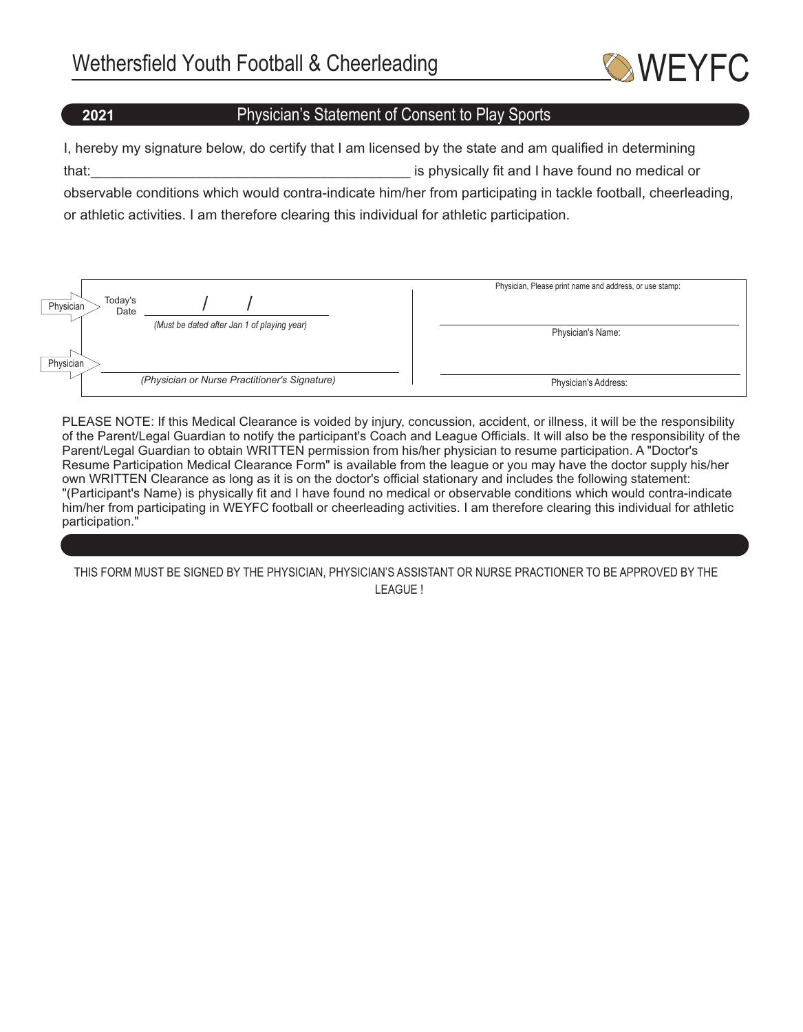# Wethersfield Youth Football & Cheerleading

WEYFC

## 2021 Physician's Statement of Consent to Play Sports

I, hereby my signature below, do certify that I am licensed by the state and am qualified in determining that:\_\_\_\_\_\_\_\_\_\_\_\_\_\_\_\_\_\_\_\_\_\_\_\_\_\_\_\_\_\_\_\_\_\_\_\_\_\_\_\_ is physically fit and I have found no medical or observable conditions which would contra-indicate him/her from participating in tackle football, cheerleading, or athletic activities. I am therefore clearing this individual for athletic participation.

Physician → Today's Date \_\_\_\_\_/\_\_\_\_\_/\_\_\_\_\_

*(Must be dated after Jan 1 of playing year)*

Physician → \_\_\_\_\_\_\_\_\_\_\_\_\_\_\_\_\_\_\_\_\_\_\_\_\_\_\_\_\_\_\_\_\_\_\_\_\_\_\_\_

*(Physician or Nurse Practitioner's Signature)*

Physician, Please print name and address, or use stamp:

\_\_\_\_\_\_\_\_\_\_\_\_\_\_\_\_\_\_\_\_\_\_\_\_\_\_\_\_\_\_\_\_\_\_\_\_\_\_\_\_

Physician's Name:

\_\_\_\_\_\_\_\_\_\_\_\_\_\_\_\_\_\_\_\_\_\_\_\_\_\_\_\_\_\_\_\_\_\_\_\_\_\_\_\_

Physician's Address:

PLEASE NOTE: If this Medical Clearance is voided by injury, concussion, accident, or illness, it will be the responsibility of the Parent/Legal Guardian to notify the participant's Coach and League Officials. It will also be the responsibility of the Parent/Legal Guardian to obtain WRITTEN permission from his/her physician to resume participation. A "Doctor's Resume Participation Medical Clearance Form" is available from the league or you may have the doctor supply his/her own WRITTEN Clearance as long as it is on the doctor's official stationary and includes the following statement: "(Participant's Name) is physically fit and I have found no medical or observable conditions which would contra-indicate him/her from participating in WEYFC football or cheerleading activities. I am therefore clearing this individual for athletic participation."

THIS FORM MUST BE SIGNED BY THE PHYSICIAN, PHYSICIAN'S ASSISTANT OR NURSE PRACTIONER TO BE APPROVED BY THE LEAGUE !